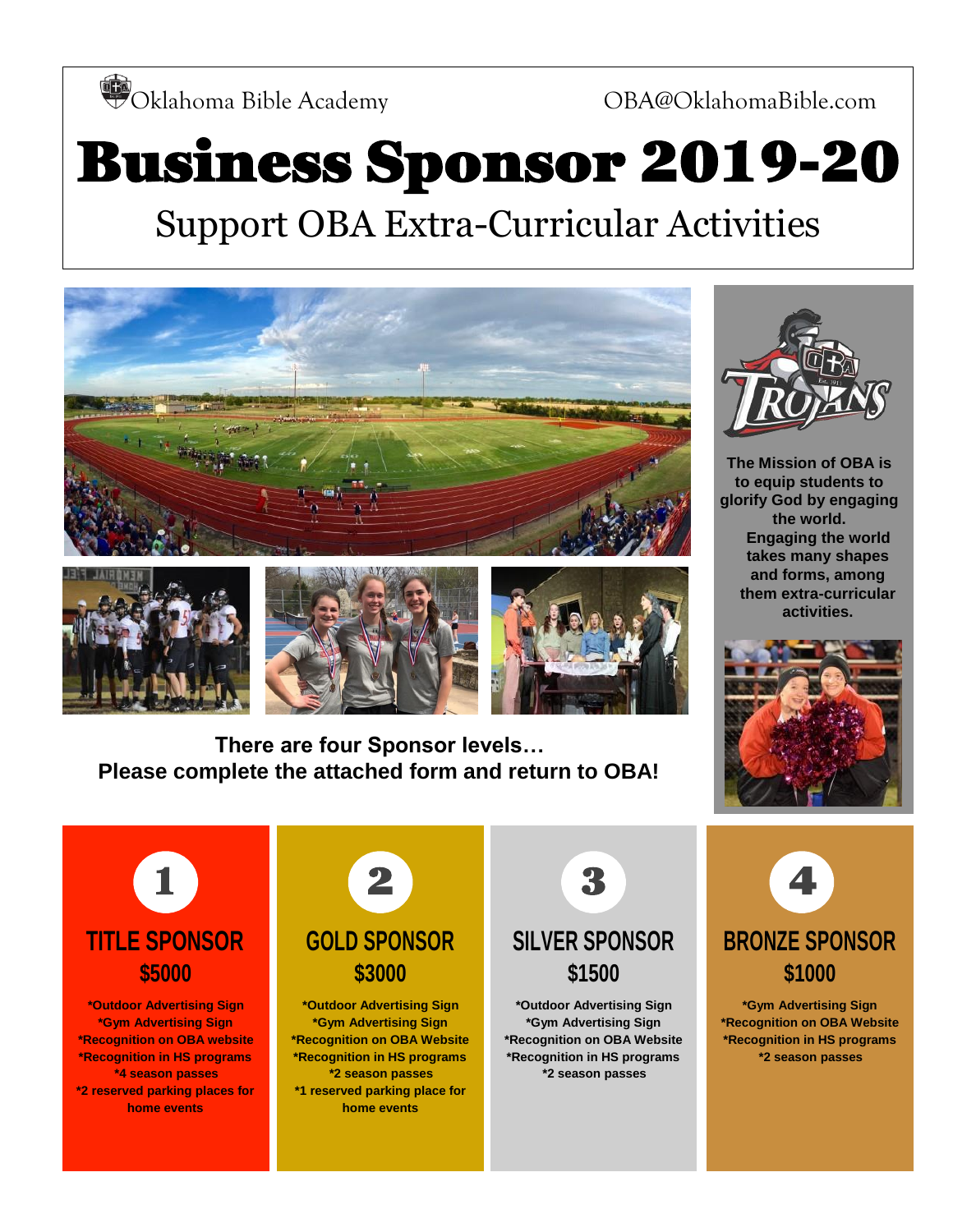Oklahoma Bible Academy OBA@OklahomaBible.com

# Business Sponsor 2019-20

## Support OBA Extra-Curricular Activities

The Mission of OBA is to equip students to glorify God by engaging the world. Engaging the world takes many shapes and forms, among them extra-curricular activities.

**There are four Sponsor levels…**
**Please complete the attached form and return to OBA!**

### 1 TITLE SPONSOR
### $5000

**\*Outdoor Advertising Sign**
**\*Gym Advertising Sign**
**\*Recognition on OBA website**
**\*Recognition in HS programs**
**\*4 season passes**
**\*2 reserved parking places for home events**

### 2 GOLD SPONSOR
### $3000

**\*Outdoor Advertising Sign**
**\*Gym Advertising Sign**
**\*Recognition on OBA Website**
**\*Recognition in HS programs**
**\*2 season passes**
**\*1 reserved parking place for home events**

### 3 SILVER SPONSOR
### $1500

**\*Outdoor Advertising Sign**
**\*Gym Advertising Sign**
**\*Recognition on OBA Website**
**\*Recognition in HS programs**
**\*2 season passes**

### 4 BRONZE SPONSOR
### $1000

**\*Gym Advertising Sign**
**\*Recognition on OBA Website**
**\*Recognition in HS programs**
**\*2 season passes**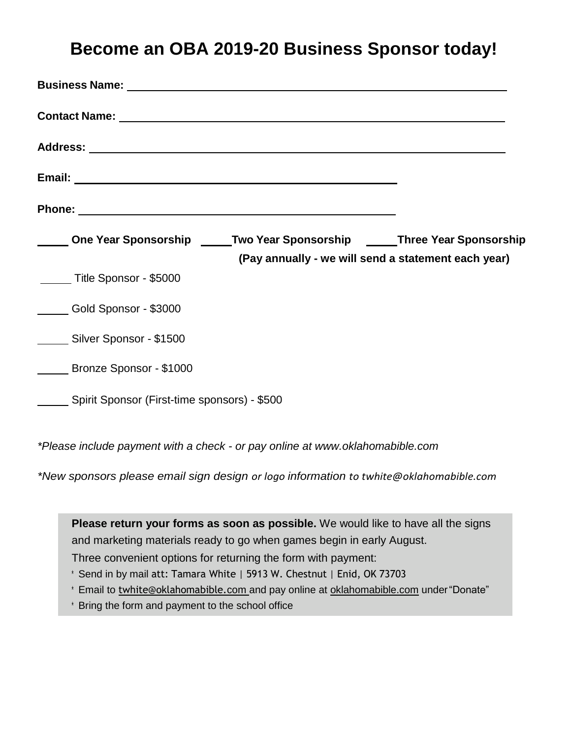# Become an OBA 2019-20 Business Sponsor today!

**Business Name:** ______________________________________________

**Contact Name:** ______________________________________________

**Address:** ______________________________________________

**Email:** ________________________________

**Phone:** ________________________________

_____ **One Year Sponsorship** _____ **Two Year Sponsorship** _____ **Three Year Sponsorship**
**(Pay annually - we will send a statement each year)**

_____ Title Sponsor - $5000

_____ Gold Sponsor - $3000

_____ Silver Sponsor - $1500

_____ Bronze Sponsor - $1000

_____ Spirit Sponsor (First-time sponsors) - $500

*Please include payment with a check - or pay online at www.oklahomabible.com*

*New sponsors please email sign design or logo information to twhite@oklahomabible.com*

**Please return your forms as soon as possible.** We would like to have all the signs and marketing materials ready to go when games begin in early August.

Three convenient options for returning the form with payment:

- Send in by mail att: Tamara White | 5913 W. Chestnut | Enid, OK 73703
- Email to twhite@oklahomabible.com and pay online at oklahomabible.com under "Donate"
- Bring the form and payment to the school office